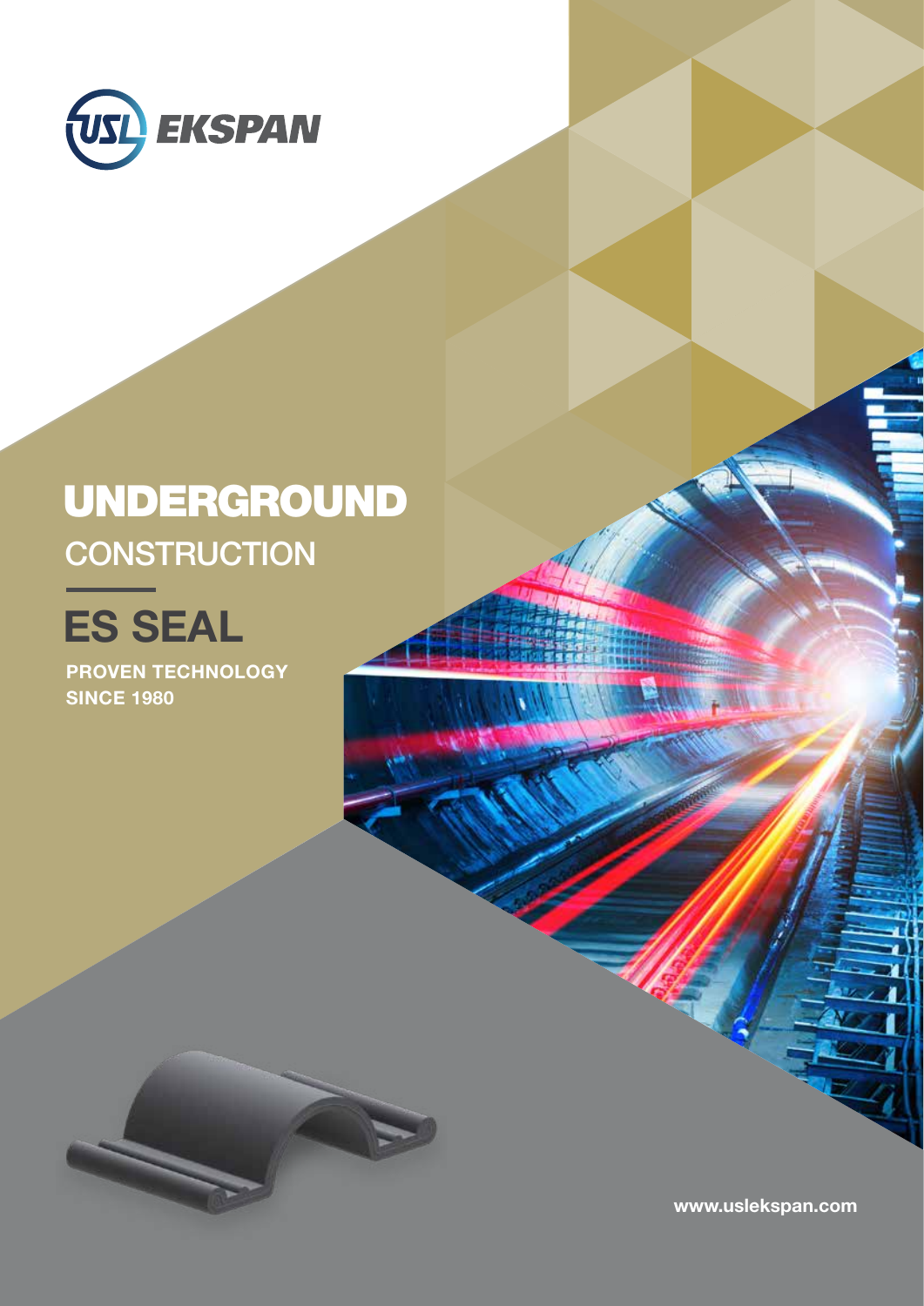USL EKSPAN

# UNDERGROUND
## CONSTRUCTION

# ES SEAL

**PROVEN TECHNOLOGY SINCE 1980**

**www.uslekspan.com**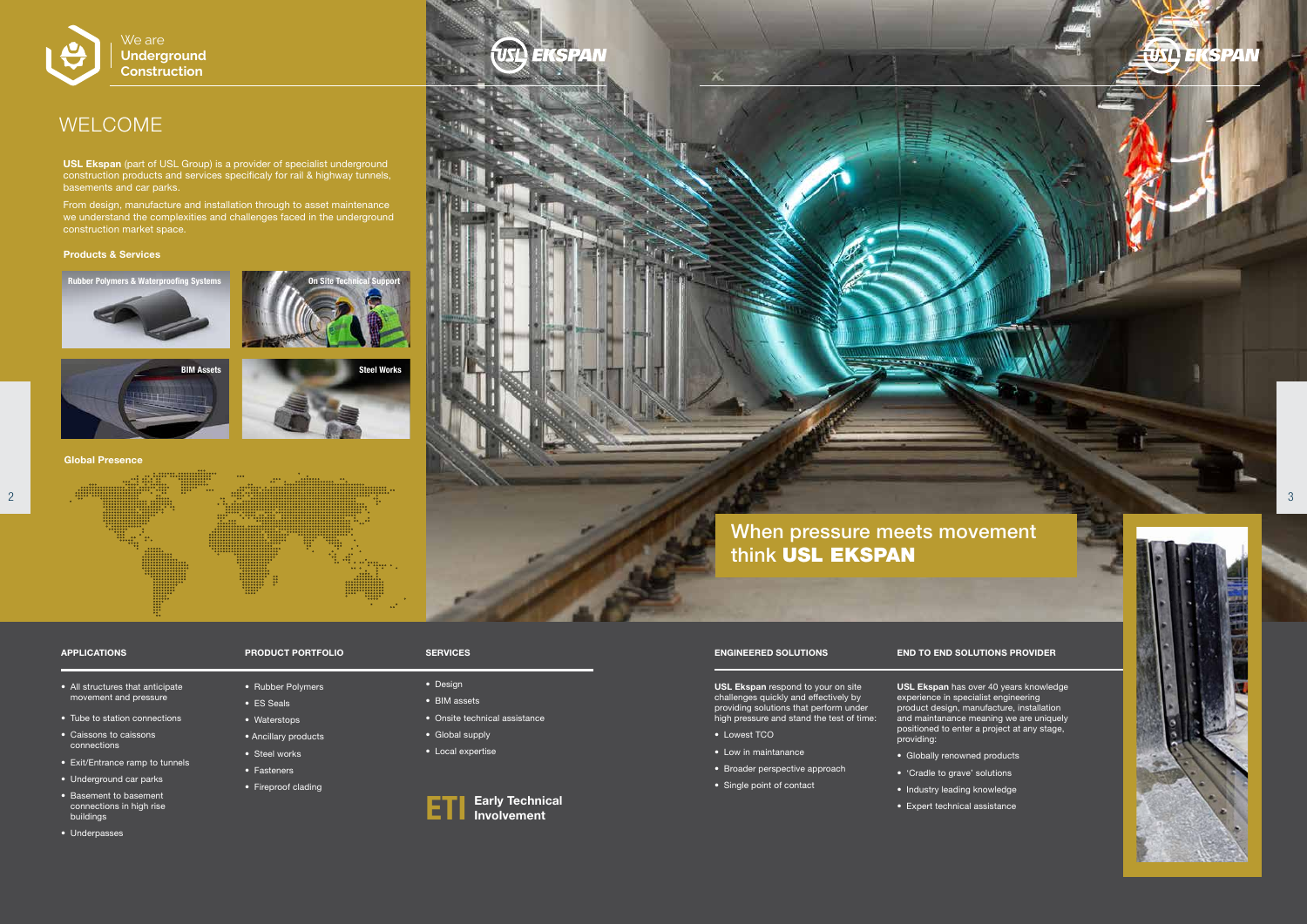We are **Underground Construction**

# WELCOME

**USL Ekspan** (part of USL Group) is a provider of specialist underground construction products and services specificaly for rail & highway tunnels, basements and car parks.

From design, manufacture and installation through to asset maintenance we understand the complexities and challenges faced in the underground construction market space.

### Products & Services

- Rubber Polymers & Waterproofing Systems
- On Site Technical Support
- BIM Assets
- Steel Works

### Global Presence

## When pressure meets movement think **USL EKSPAN**

### APPLICATIONS

- All structures that anticipate movement and pressure
- Tube to station connections
- Caissons to caissons connections
- Exit/Entrance ramp to tunnels
- Underground car parks
- Basement to basement connections in high rise buildings
- Underpasses

### PRODUCT PORTFOLIO

- Rubber Polymers
- ES Seals
- Waterstops
- Ancillary products
- Steel works
- Fasteners
- Fireproof cladding

### SERVICES

- Design
- BIM assets
- Onsite technical assistance
- Global supply
- Local expertise

**ETI Early Technical Involvement**

### ENGINEERED SOLUTIONS

**USL Ekspan** respond to your on site challenges quickly and effectively by providing solutions that perform under high pressure and stand the test of time:

- Lowest TCO
- Low in maintanance
- Broader perspective approach
- Single point of contact

### END TO END SOLUTIONS PROVIDER

**USL Ekspan** has over 40 years knowledge experience in specialist engineering product design, manufacture, installation and maintanance meaning we are uniquely positioned to enter a project at any stage, providing:

- Globally renowned products
- 'Cradle to grave' solutions
- Industry leading knowledge
- Expert technical assistance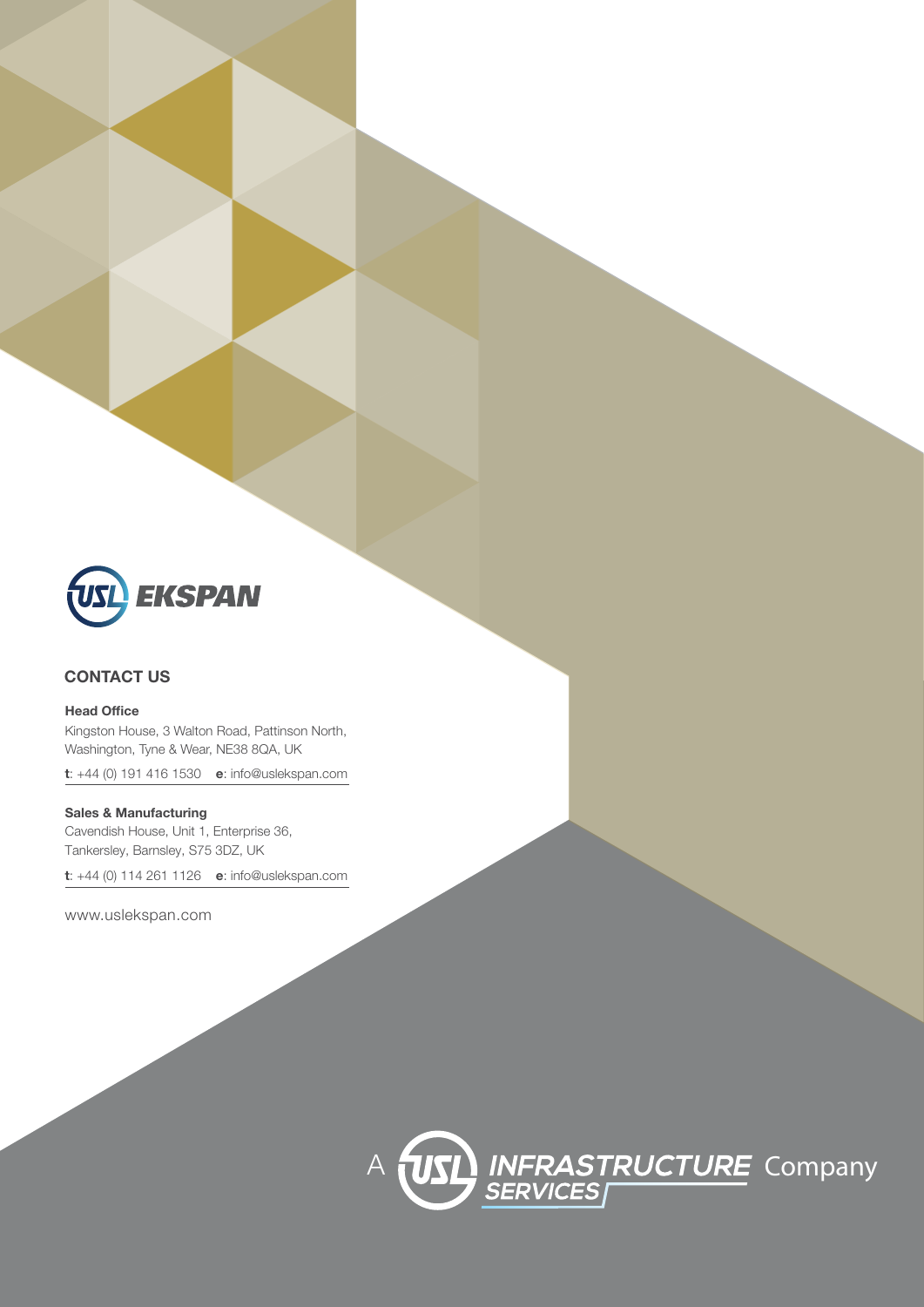USL EKSPAN

## CONTACT US

**Head Office**
Kingston House, 3 Walton Road, Pattinson North,
Washington, Tyne & Wear, NE38 8QA, UK

**t**: +44 (0) 191 416 1530 **e**: info@uslekspan.com

**Sales & Manufacturing**
Cavendish House, Unit 1, Enterprise 36,
Tankersley, Barnsley, S75 3DZ, UK

**t**: +44 (0) 114 261 1126 **e**: info@uslekspan.com

www.uslekspan.com

A USL INFRASTRUCTURE SERVICES Company